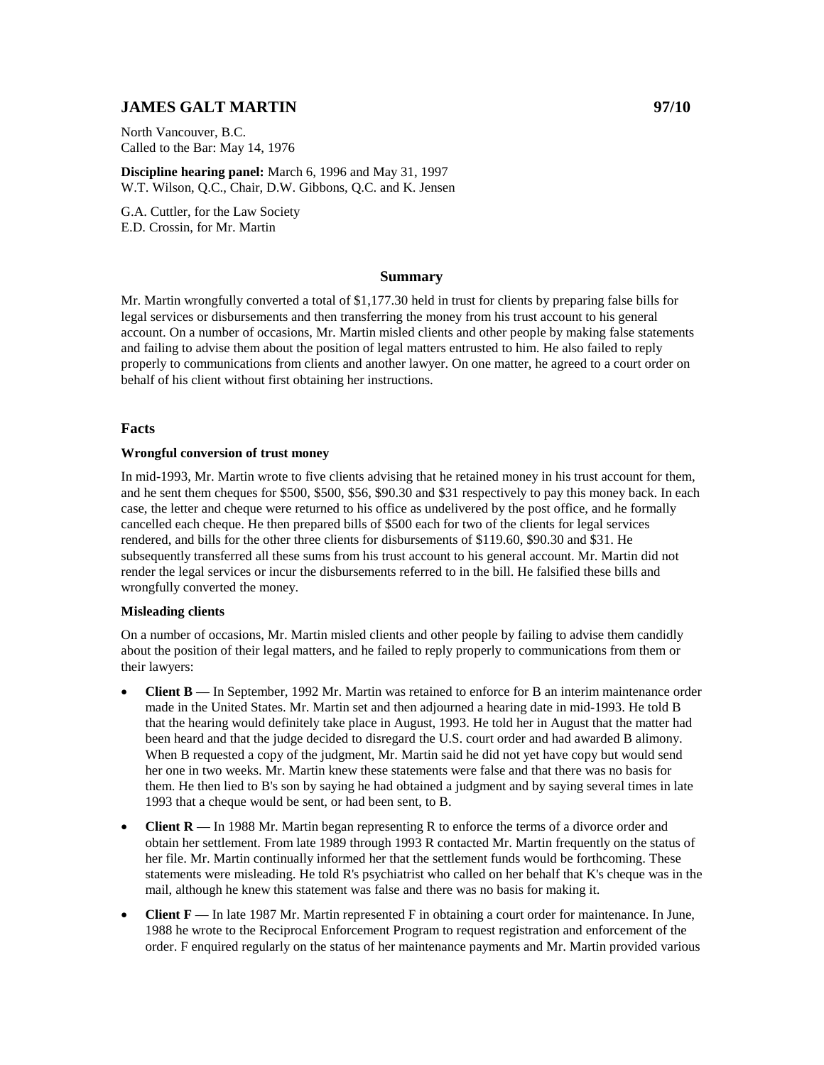# JAMES GALT MARTIN 97/10

North Vancouver, B.C.
Called to the Bar: May 14, 1976

**Discipline hearing panel:** March 6, 1996 and May 31, 1997
W.T. Wilson, Q.C., Chair, D.W. Gibbons, Q.C. and K. Jensen

G.A. Cuttler, for the Law Society
E.D. Crossin, for Mr. Martin

## Summary

Mr. Martin wrongfully converted a total of $1,177.30 held in trust for clients by preparing false bills for legal services or disbursements and then transferring the money from his trust account to his general account. On a number of occasions, Mr. Martin misled clients and other people by making false statements and failing to advise them about the position of legal matters entrusted to him. He also failed to reply properly to communications from clients and another lawyer. On one matter, he agreed to a court order on behalf of his client without first obtaining her instructions.

## Facts

### Wrongful conversion of trust money

In mid-1993, Mr. Martin wrote to five clients advising that he retained money in his trust account for them, and he sent them cheques for $500, $500, $56, $90.30 and $31 respectively to pay this money back. In each case, the letter and cheque were returned to his office as undelivered by the post office, and he formally cancelled each cheque. He then prepared bills of $500 each for two of the clients for legal services rendered, and bills for the other three clients for disbursements of $119.60, $90.30 and $31. He subsequently transferred all these sums from his trust account to his general account. Mr. Martin did not render the legal services or incur the disbursements referred to in the bill. He falsified these bills and wrongfully converted the money.

### Misleading clients

On a number of occasions, Mr. Martin misled clients and other people by failing to advise them candidly about the position of their legal matters, and he failed to reply properly to communications from them or their lawyers:

- **Client B** — In September, 1992 Mr. Martin was retained to enforce for B an interim maintenance order made in the United States. Mr. Martin set and then adjourned a hearing date in mid-1993. He told B that the hearing would definitely take place in August, 1993. He told her in August that the matter had been heard and that the judge decided to disregard the U.S. court order and had awarded B alimony. When B requested a copy of the judgment, Mr. Martin said he did not yet have copy but would send her one in two weeks. Mr. Martin knew these statements were false and that there was no basis for them. He then lied to B's son by saying he had obtained a judgment and by saying several times in late 1993 that a cheque would be sent, or had been sent, to B.
- **Client R** — In 1988 Mr. Martin began representing R to enforce the terms of a divorce order and obtain her settlement. From late 1989 through 1993 R contacted Mr. Martin frequently on the status of her file. Mr. Martin continually informed her that the settlement funds would be forthcoming. These statements were misleading. He told R's psychiatrist who called on her behalf that K's cheque was in the mail, although he knew this statement was false and there was no basis for making it.
- **Client F** — In late 1987 Mr. Martin represented F in obtaining a court order for maintenance. In June, 1988 he wrote to the Reciprocal Enforcement Program to request registration and enforcement of the order. F enquired regularly on the status of her maintenance payments and Mr. Martin provided various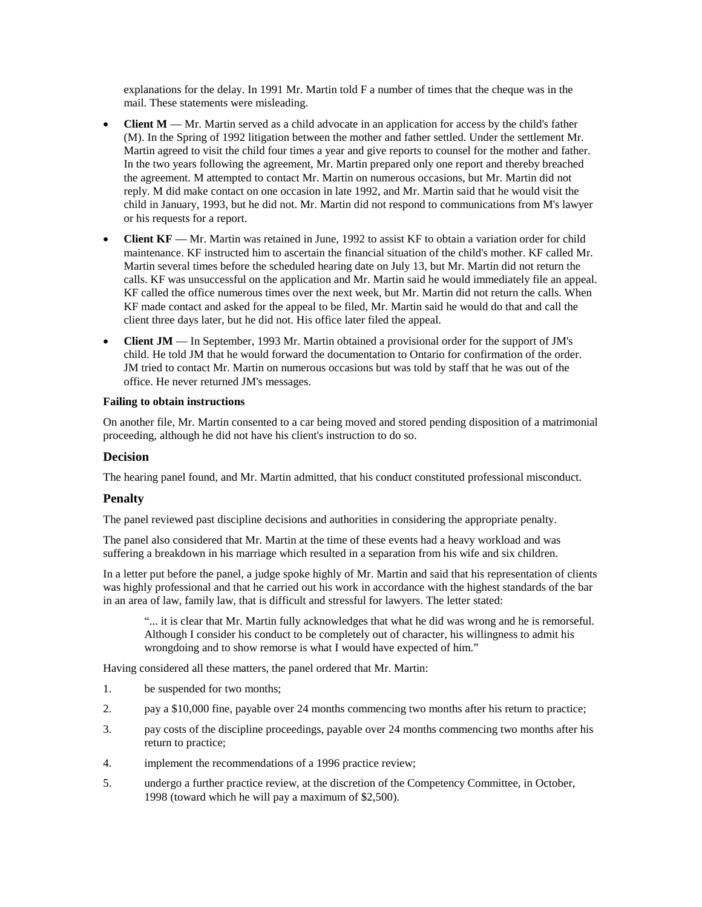explanations for the delay. In 1991 Mr. Martin told F a number of times that the cheque was in the mail. These statements were misleading.

- **Client M** — Mr. Martin served as a child advocate in an application for access by the child's father (M). In the Spring of 1992 litigation between the mother and father settled. Under the settlement Mr. Martin agreed to visit the child four times a year and give reports to counsel for the mother and father. In the two years following the agreement, Mr. Martin prepared only one report and thereby breached the agreement. M attempted to contact Mr. Martin on numerous occasions, but Mr. Martin did not reply. M did make contact on one occasion in late 1992, and Mr. Martin said that he would visit the child in January, 1993, but he did not. Mr. Martin did not respond to communications from M's lawyer or his requests for a report.
- **Client KF** — Mr. Martin was retained in June, 1992 to assist KF to obtain a variation order for child maintenance. KF instructed him to ascertain the financial situation of the child's mother. KF called Mr. Martin several times before the scheduled hearing date on July 13, but Mr. Martin did not return the calls. KF was unsuccessful on the application and Mr. Martin said he would immediately file an appeal. KF called the office numerous times over the next week, but Mr. Martin did not return the calls. When KF made contact and asked for the appeal to be filed, Mr. Martin said he would do that and call the client three days later, but he did not. His office later filed the appeal.
- **Client JM** — In September, 1993 Mr. Martin obtained a provisional order for the support of JM's child. He told JM that he would forward the documentation to Ontario for confirmation of the order. JM tried to contact Mr. Martin on numerous occasions but was told by staff that he was out of the office. He never returned JM's messages.

**Failing to obtain instructions**

On another file, Mr. Martin consented to a car being moved and stored pending disposition of a matrimonial proceeding, although he did not have his client's instruction to do so.

### Decision

The hearing panel found, and Mr. Martin admitted, that his conduct constituted professional misconduct.

### Penalty

The panel reviewed past discipline decisions and authorities in considering the appropriate penalty.

The panel also considered that Mr. Martin at the time of these events had a heavy workload and was suffering a breakdown in his marriage which resulted in a separation from his wife and six children.

In a letter put before the panel, a judge spoke highly of Mr. Martin and said that his representation of clients was highly professional and that he carried out his work in accordance with the highest standards of the bar in an area of law, family law, that is difficult and stressful for lawyers. The letter stated:

> "... it is clear that Mr. Martin fully acknowledges that what he did was wrong and he is remorseful. Although I consider his conduct to be completely out of character, his willingness to admit his wrongdoing and to show remorse is what I would have expected of him."

Having considered all these matters, the panel ordered that Mr. Martin:

1. be suspended for two months;
2. pay a $10,000 fine, payable over 24 months commencing two months after his return to practice;
3. pay costs of the discipline proceedings, payable over 24 months commencing two months after his return to practice;
4. implement the recommendations of a 1996 practice review;
5. undergo a further practice review, at the discretion of the Competency Committee, in October, 1998 (toward which he will pay a maximum of $2,500).